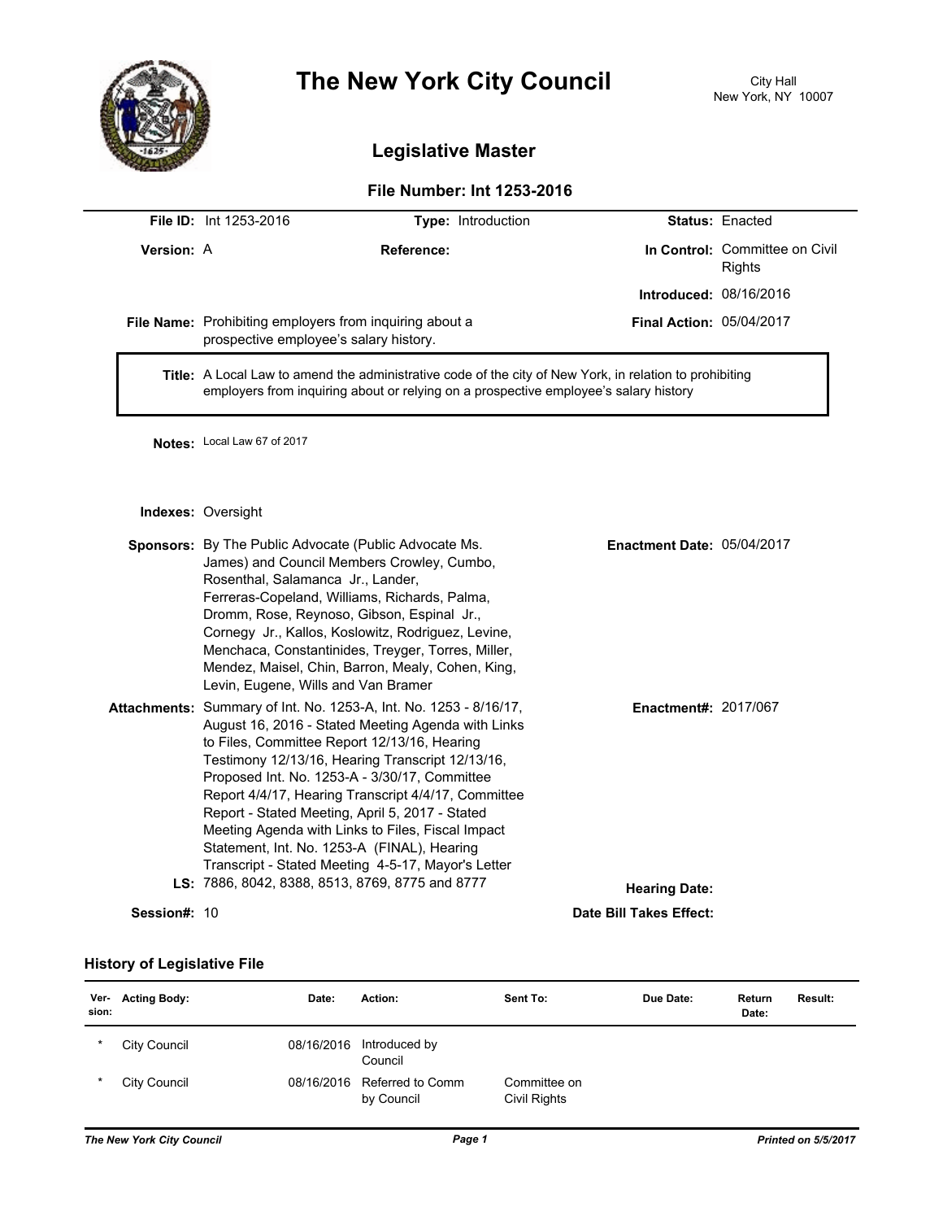# The New York City Council

City Hall
New York, NY 10007

## Legislative Master

### File Number: Int 1253-2016

**File ID:** Int 1253-2016 **Type:** Introduction **Status:** Enacted

**Version:** A **Reference:** **In Control:** Committee on Civil Rights

**Introduced:** 08/16/2016

**File Name:** Prohibiting employers from inquiring about a prospective employee's salary history. **Final Action:** 05/04/2017

**Title:** A Local Law to amend the administrative code of the city of New York, in relation to prohibiting employers from inquiring about or relying on a prospective employee's salary history

**Notes:** Local Law 67 of 2017

**Indexes:** Oversight

**Sponsors:** By The Public Advocate (Public Advocate Ms. James) and Council Members Crowley, Cumbo, Rosenthal, Salamanca Jr., Lander, Ferreras-Copeland, Williams, Richards, Palma, Dromm, Rose, Reynoso, Gibson, Espinal Jr., Cornegy Jr., Kallos, Koslowitz, Rodriguez, Levine, Menchaca, Constantinides, Treyger, Torres, Miller, Mendez, Maisel, Chin, Barron, Mealy, Cohen, King, Levin, Eugene, Wills and Van Bramer

**Enactment Date:** 05/04/2017

**Attachments:** Summary of Int. No. 1253-A, Int. No. 1253 - 8/16/17, August 16, 2016 - Stated Meeting Agenda with Links to Files, Committee Report 12/13/16, Hearing Testimony 12/13/16, Hearing Transcript 12/13/16, Proposed Int. No. 1253-A - 3/30/17, Committee Report 4/4/17, Hearing Transcript 4/4/17, Committee Report - Stated Meeting, April 5, 2017 - Stated Meeting Agenda with Links to Files, Fiscal Impact Statement, Int. No. 1253-A (FINAL), Hearing Transcript - Stated Meeting 4-5-17, Mayor's Letter

**Enactment#:** 2017/067

**LS:** 7886, 8042, 8388, 8513, 8769, 8775 and 8777

**Hearing Date:**

**Session#:** 10

**Date Bill Takes Effect:**

### History of Legislative File

| Ver-sion: | Acting Body: | Date: | Action: | Sent To: | Due Date: | Return Date: | Result: |
|---|---|---|---|---|---|---|---|
| * | City Council | 08/16/2016 | Introduced by Council | | | | |
| * | City Council | 08/16/2016 | Referred to Comm by Council | Committee on Civil Rights | | | |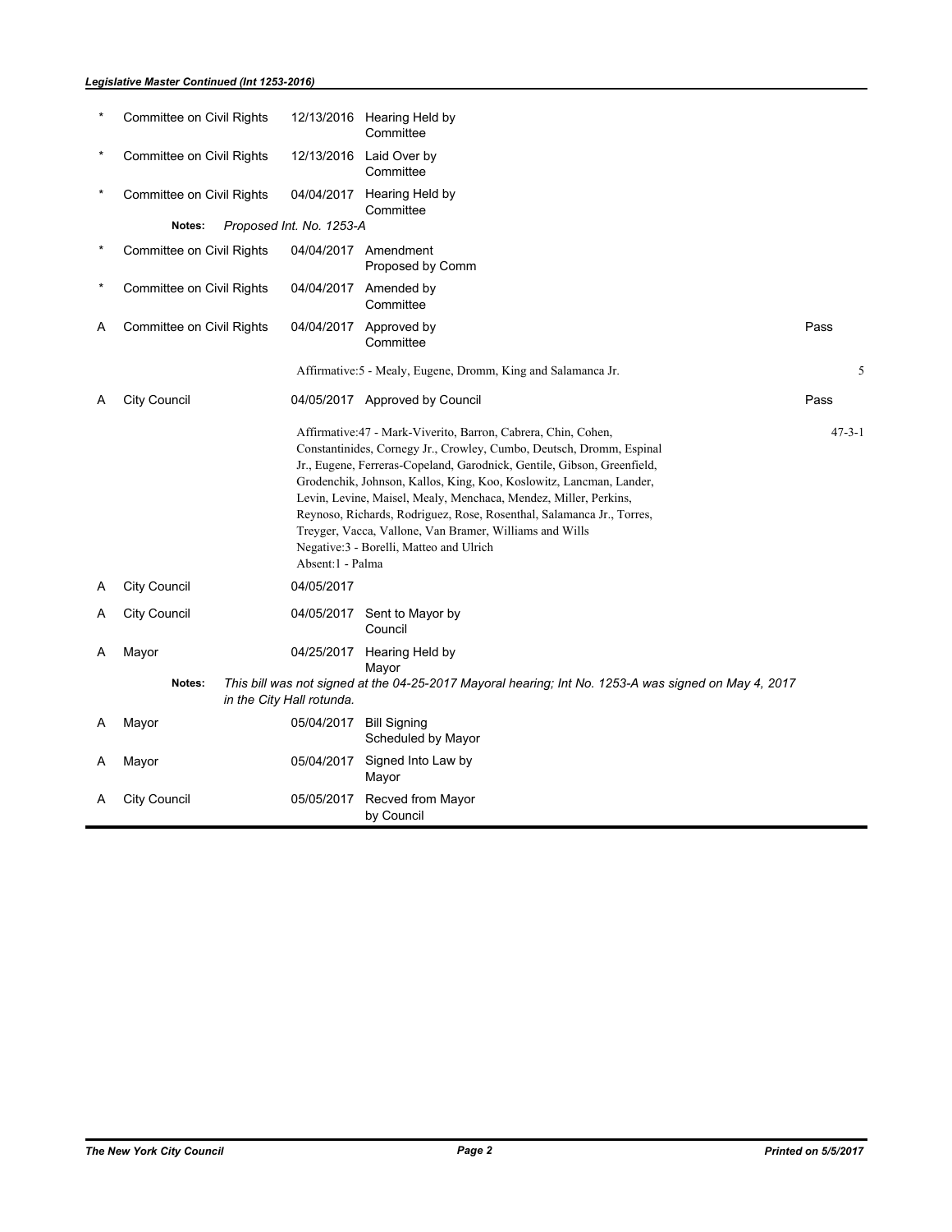*Legislative Master Continued (Int 1253-2016)*

| | | | | | |
|---|---|---|---|---|---|
| * | Committee on Civil Rights | 12/13/2016 | Hearing Held by Committee | | |
| * | Committee on Civil Rights | 12/13/2016 | Laid Over by Committee | | |
| * | Committee on Civil Rights | 04/04/2017 | Hearing Held by Committee | | |
| | **Notes:** | *Proposed Int. No. 1253-A* | | | |
| * | Committee on Civil Rights | 04/04/2017 | Amendment Proposed by Comm | | |
| * | Committee on Civil Rights | 04/04/2017 | Amended by Committee | | |
| A | Committee on Civil Rights | 04/04/2017 | Approved by Committee | Pass | |
| | | | Affirmative:5 - Mealy, Eugene, Dromm, King and Salamanca Jr. | | 5 |
| A | City Council | 04/05/2017 | Approved by Council | Pass | |
| | | | Affirmative:47 - Mark-Viverito, Barron, Cabrera, Chin, Cohen, Constantinides, Cornegy Jr., Crowley, Cumbo, Deutsch, Dromm, Espinal Jr., Eugene, Ferreras-Copeland, Garodnick, Gentile, Gibson, Greenfield, Grodenchik, Johnson, Kallos, King, Koo, Koslowitz, Lancman, Lander, Levin, Levine, Maisel, Mealy, Menchaca, Mendez, Miller, Perkins, Reynoso, Richards, Rodriguez, Rose, Rosenthal, Salamanca Jr., Torres, Treyger, Vacca, Vallone, Van Bramer, Williams and Wills<br>Negative:3 - Borelli, Matteo and Ulrich<br>Absent:1 - Palma | | 47-3-1 |
| A | City Council | 04/05/2017 | | | |
| A | City Council | 04/05/2017 | Sent to Mayor by Council | | |
| A | Mayor | 04/25/2017 | Hearing Held by Mayor | | |
| | **Notes:** | *This bill was not signed at the 04-25-2017 Mayoral hearing; Int No. 1253-A was signed on May 4, 2017 in the City Hall rotunda.* | | | |
| A | Mayor | 05/04/2017 | Bill Signing Scheduled by Mayor | | |
| A | Mayor | 05/04/2017 | Signed Into Law by Mayor | | |
| A | City Council | 05/05/2017 | Recved from Mayor by Council | | |